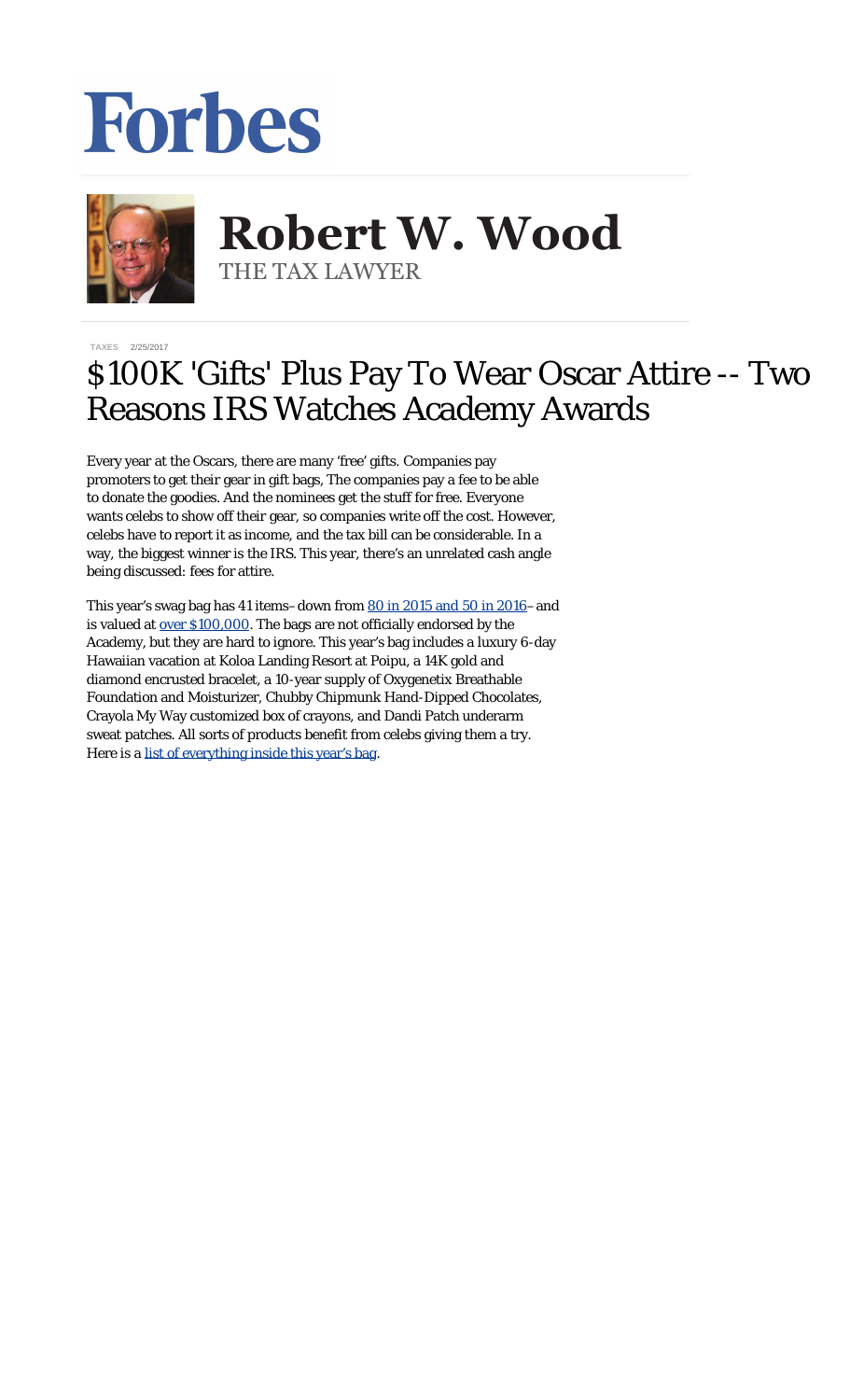Forbes

# Robert W. Wood

THE TAX LAWYER

TAXES 2/25/2017

# $100K 'Gifts' Plus Pay To Wear Oscar Attire -- Two Reasons IRS Watches Academy Awards

Every year at the Oscars, there are many 'free' gifts. Companies pay promoters to get their gear in gift bags, The companies pay a fee to be able to donate the goodies. And the nominees get the stuff for free. Everyone wants celebs to show off their gear, so companies write off the cost. However, celebs have to report it as income, and the tax bill can be considerable. In a way, the biggest winner is the IRS. This year, there's an unrelated cash angle being discussed: fees for attire.

This year's swag bag has 41 items–down from 80 in 2015 and 50 in 2016–and is valued at over $100,000. The bags are not officially endorsed by the Academy, but they are hard to ignore. This year's bag includes a luxury 6-day Hawaiian vacation at Koloa Landing Resort at Poipu, a 14K gold and diamond encrusted bracelet, a 10-year supply of Oxygenetix Breathable Foundation and Moisturizer, Chubby Chipmunk Hand-Dipped Chocolates, Crayola My Way customized box of crayons, and Dandi Patch underarm sweat patches. All sorts of products benefit from celebs giving them a try. Here is a list of everything inside this year's bag.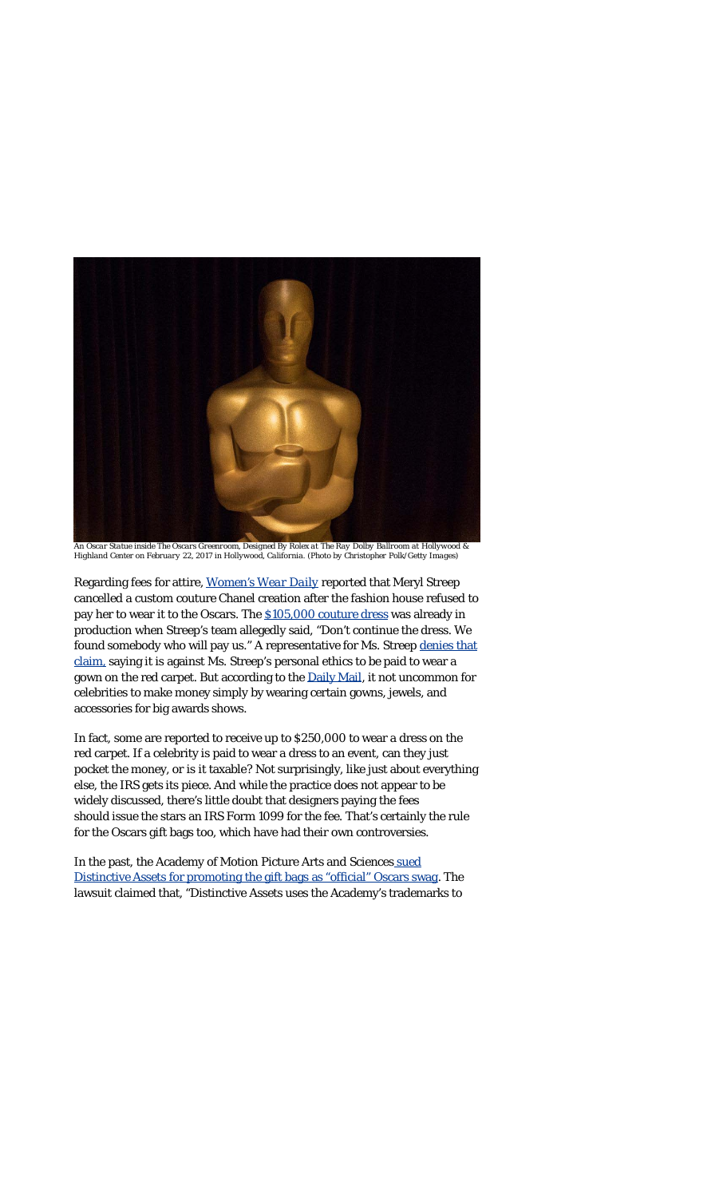An Oscar Statue inside The Oscars Greenroom, Designed By Rolex at The Ray Dolby Ballroom at Hollywood & Highland Center on February 22, 2017 in Hollywood, California. (Photo by Christopher Polk/Getty Images)

Regarding fees for attire, [*Women's Wear Daily*]() reported that Meryl Streep cancelled a custom couture Chanel creation after the fashion house refused to pay her to wear it to the Oscars. The [$105,000 couture dress]() was already in production when Streep's team allegedly said, "Don't continue the dress. We found somebody who will pay us." A representative for Ms. Streep [denies that claim,]() saying it is against Ms. Streep's personal ethics to be paid to wear a gown on the red carpet. But according to the [Daily Mail](), it not uncommon for celebrities to make money simply by wearing certain gowns, jewels, and accessories for big awards shows.

In fact, some are reported to receive up to $250,000 to wear a dress on the red carpet. If a celebrity is paid to wear a dress to an event, can they just pocket the money, or is it taxable? Not surprisingly, like just about everything else, the IRS gets its piece. And while the practice does not appear to be widely discussed, there's little doubt that designers paying the fees should issue the stars an IRS Form 1099 for the fee. That's certainly the rule for the Oscars gift bags too, which have had their own controversies.

In the past, the Academy of Motion Picture Arts and Sciences [sued Distinctive Assets for promoting the gift bags as "official" Oscars swag](). The lawsuit claimed that, "Distinctive Assets uses the Academy's trademarks to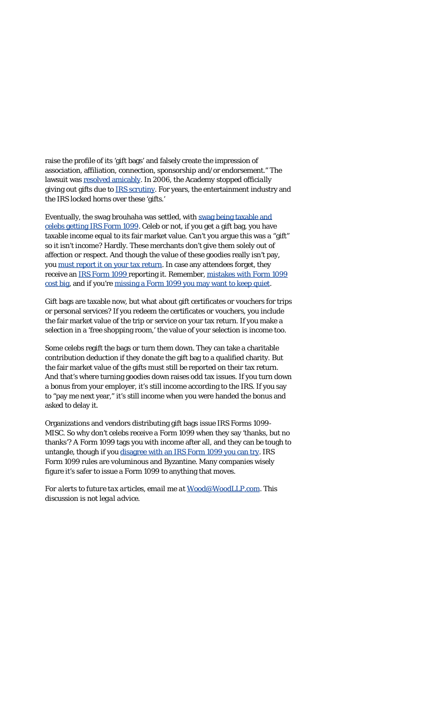raise the profile of its 'gift bags' and falsely create the impression of association, affiliation, connection, sponsorship and/or endorsement." The lawsuit was resolved amicably. In 2006, the Academy stopped officially giving out gifts due to IRS scrutiny. For years, the entertainment industry and the IRS locked horns over these 'gifts.'

Eventually, the swag brouhaha was settled, with swag being taxable and celebs getting IRS Form 1099. Celeb or not, if you get a gift bag, you have taxable income equal to its fair market value. Can't you argue this was a "gift" so it isn't income? Hardly. These merchants don't give them solely out of affection or respect. And though the value of these goodies really isn't pay, you must report it on your tax return. In case any attendees forget, they receive an IRS Form 1099 reporting it. Remember, mistakes with Form 1099 cost big, and if you're missing a Form 1099 you may want to keep quiet.

Gift bags are taxable now, but what about gift certificates or vouchers for trips or personal services? If you redeem the certificates or vouchers, you include the fair market value of the trip or service on your tax return. If you make a selection in a 'free shopping room,' the value of your selection is income too.

Some celebs regift the bags or turn them down. They can take a charitable contribution deduction if they donate the gift bag to a qualified charity. But the fair market value of the gifts must still be reported on their tax return. And that's where turning goodies down raises odd tax issues. If you turn down a bonus from your employer, it's still income according to the IRS. If you say to "pay me next year," it's still income when you were handed the bonus and asked to delay it.

Organizations and vendors distributing gift bags issue IRS Forms 1099-MISC. So why don't celebs receive a Form 1099 when they say 'thanks, but no thanks'? A Form 1099 tags you with income after all, and they can be tough to untangle, though if you disagree with an IRS Form 1099 you can try. IRS Form 1099 rules are voluminous and Byzantine. Many companies wisely figure it's safer to issue a Form 1099 to anything that moves.

*For alerts to future tax articles, email me at* Wood@WoodLLP.com*. This discussion is not legal advice.*